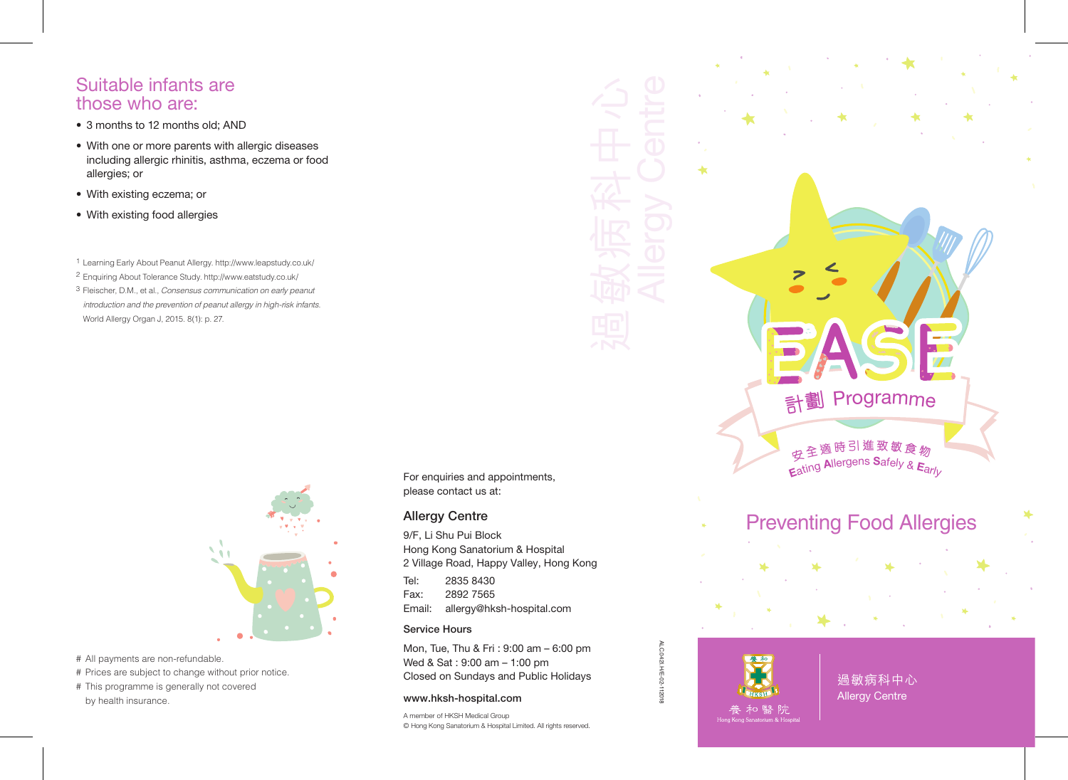## Suitable infants are those who are:

- 3 months to 12 months old; AND
- With one or more parents with allergic diseases including allergic rhinitis, asthma, eczema or food allergies; or
- With existing eczema; or
- With existing food allergies

[1] Learning Early About Peanut Allergy. http://www.leapstudy.co.uk/

[2] Enquiring About Tolerance Study. http://www.eatstudy.co.uk/

[3] Fleischer, D.M., et al., *Consensus communication on early peanut introduction and the prevention of peanut allergy in high-risk infants.* World Allergy Organ J, 2015. 8(1): p. 27.

# All payments are non-refundable.
# Prices are subject to change without prior notice.
# This programme is generally not covered by health insurance.

For enquiries and appointments, please contact us at:

### Allergy Centre

9/F, Li Shu Pui Block
Hong Kong Sanatorium & Hospital
2 Village Road, Happy Valley, Hong Kong

Tel: 2835 8430
Fax: 2892 7565
Email: allergy@hksh-hospital.com

**Service Hours**

Mon, Tue, Thu & Fri : 9:00 am – 6:00 pm
Wed & Sat : 9:00 am – 1:00 pm
Closed on Sundays and Public Holidays

**www.hksh-hospital.com**

A member of HKSH Medical Group
© Hong Kong Sanatorium & Hospital Limited. All rights reserved.

ALC.042I.H/E-02-112018

過敏病科中心
Allergy Centre

# EASE 計劃 Programme

安全適時引進致敏食物
Eating Allergens Safely & Early

## Preventing Food Allergies

養和醫院
Hong Kong Sanatorium & Hospital

過敏病科中心
Allergy Centre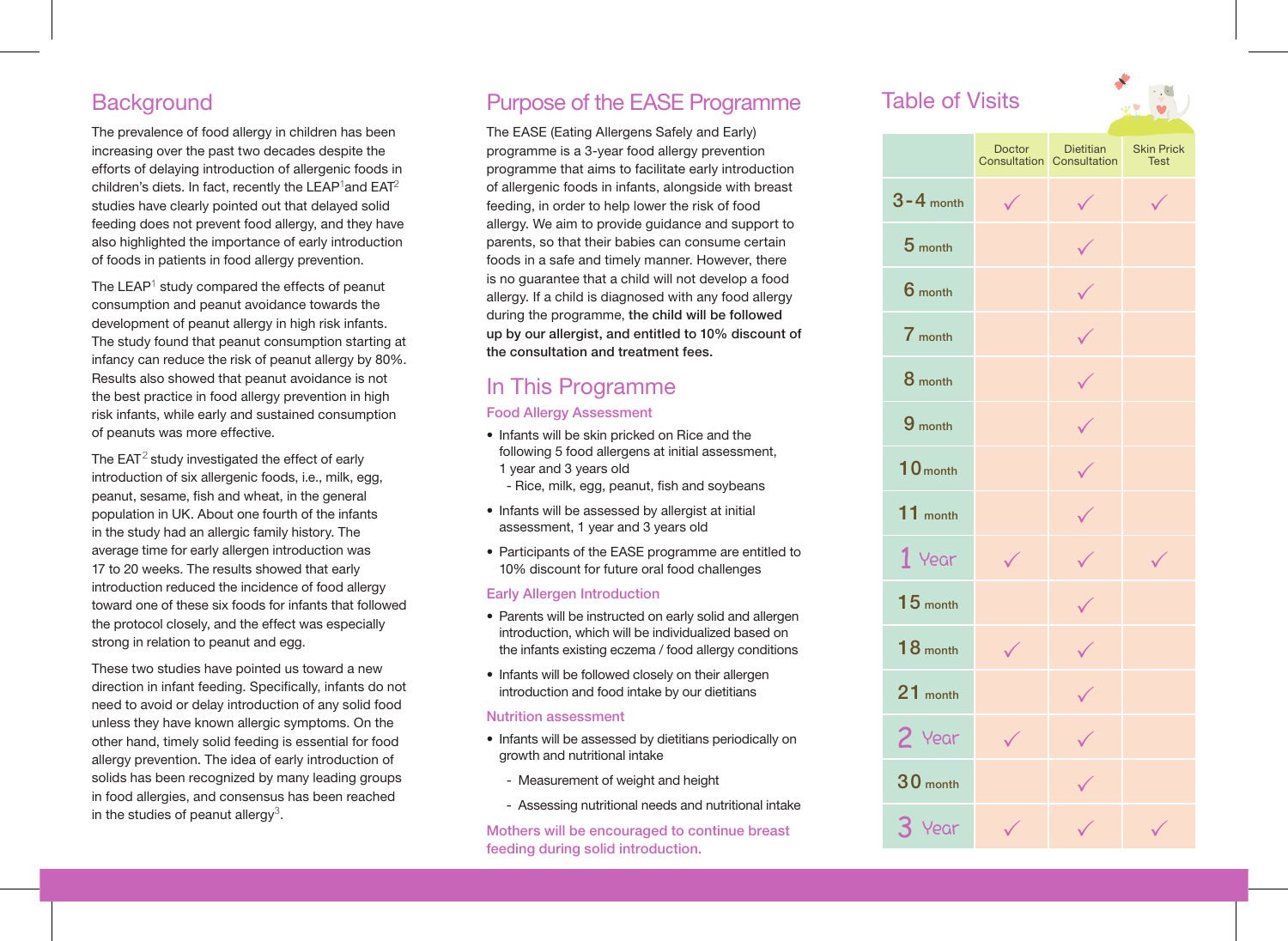## Background

The prevalence of food allergy in children has been increasing over the past two decades despite the efforts of delaying introduction of allergenic foods in children's diets. In fact, recently the LEAP[1] and EAT[2] studies have clearly pointed out that delayed solid feeding does not prevent food allergy, and they have also highlighted the importance of early introduction of foods in patients in food allergy prevention.

The LEAP[1] study compared the effects of peanut consumption and peanut avoidance towards the development of peanut allergy in high risk infants. The study found that peanut consumption starting at infancy can reduce the risk of peanut allergy by 80%. Results also showed that peanut avoidance is not the best practice in food allergy prevention in high risk infants, while early and sustained consumption of peanuts was more effective.

The EAT[2] study investigated the effect of early introduction of six allergenic foods, i.e., milk, egg, peanut, sesame, fish and wheat, in the general population in UK. About one fourth of the infants in the study had an allergic family history. The average time for early allergen introduction was 17 to 20 weeks. The results showed that early introduction reduced the incidence of food allergy toward one of these six foods for infants that followed the protocol closely, and the effect was especially strong in relation to peanut and egg.

These two studies have pointed us toward a new direction in infant feeding. Specifically, infants do not need to avoid or delay introduction of any solid food unless they have known allergic symptoms. On the other hand, timely solid feeding is essential for food allergy prevention. The idea of early introduction of solids has been recognized by many leading groups in food allergies, and consensus has been reached in the studies of peanut allergy[3].

## Purpose of the EASE Programme

The EASE (Eating Allergens Safely and Early) programme is a 3-year food allergy prevention programme that aims to facilitate early introduction of allergenic foods in infants, alongside with breast feeding, in order to help lower the risk of food allergy. We aim to provide guidance and support to parents, so that their babies can consume certain foods in a safe and timely manner. However, there is no guarantee that a child will not develop a food allergy. If a child is diagnosed with any food allergy during the programme, **the child will be followed up by our allergist, and entitled to 10% discount of the consultation and treatment fees.**

## In This Programme

### Food Allergy Assessment

- Infants will be skin pricked on Rice and the following 5 food allergens at initial assessment, 1 year and 3 years old
  - Rice, milk, egg, peanut, fish and soybeans
- Infants will be assessed by allergist at initial assessment, 1 year and 3 years old
- Participants of the EASE programme are entitled to 10% discount for future oral food challenges

### Early Allergen Introduction

- Parents will be instructed on early solid and allergen introduction, which will be individualized based on the infants existing eczema / food allergy conditions
- Infants will be followed closely on their allergen introduction and food intake by our dietitians

### Nutrition assessment

- Infants will be assessed by dietitians periodically on growth and nutritional intake
  - Measurement of weight and height
  - Assessing nutritional needs and nutritional intake

**Mothers will be encouraged to continue breast feeding during solid introduction.**

## Table of Visits

| | Doctor Consultation | Dietitian Consultation | Skin Prick Test |
|---|---|---|---|
| 3-4 month | ✓ | ✓ | ✓ |
| 5 month | | ✓ | |
| 6 month | | ✓ | |
| 7 month | | ✓ | |
| 8 month | | ✓ | |
| 9 month | | ✓ | |
| 10 month | | ✓ | |
| 11 month | | ✓ | |
| 1 Year | ✓ | ✓ | ✓ |
| 15 month | | ✓ | |
| 18 month | ✓ | ✓ | |
| 21 month | | ✓ | |
| 2 Year | ✓ | ✓ | |
| 30 month | | ✓ | |
| 3 Year | ✓ | ✓ | ✓ |